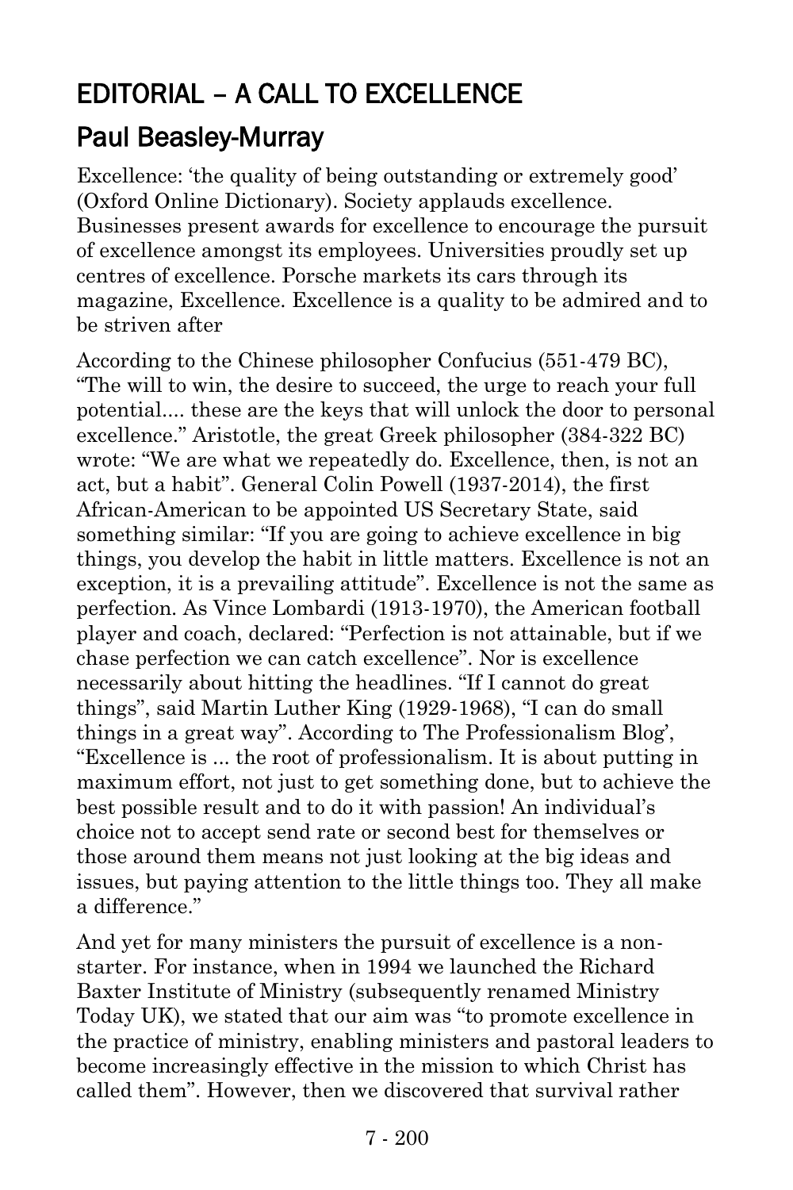# EDITORIAL – A CALL TO EXCELLENCE

## Paul Beasley-Murray

Excellence: 'the quality of being outstanding or extremely good' (Oxford Online Dictionary). Society applauds excellence. Businesses present awards for excellence to encourage the pursuit of excellence amongst its employees. Universities proudly set up centres of excellence. Porsche markets its cars through its magazine, Excellence. Excellence is a quality to be admired and to be striven after

According to the Chinese philosopher Confucius (551-479 BC), "The will to win, the desire to succeed, the urge to reach your full potential.... these are the keys that will unlock the door to personal excellence." Aristotle, the great Greek philosopher (384-322 BC) wrote: "We are what we repeatedly do. Excellence, then, is not an act, but a habit". General Colin Powell (1937-2014), the first African-American to be appointed US Secretary State, said something similar: "If you are going to achieve excellence in big things, you develop the habit in little matters. Excellence is not an exception, it is a prevailing attitude". Excellence is not the same as perfection. As Vince Lombardi (1913-1970), the American football player and coach, declared: "Perfection is not attainable, but if we chase perfection we can catch excellence". Nor is excellence necessarily about hitting the headlines. "If I cannot do great things", said Martin Luther King (1929-1968), "I can do small things in a great way". According to The Professionalism Blog', "Excellence is ... the root of professionalism. It is about putting in maximum effort, not just to get something done, but to achieve the best possible result and to do it with passion! An individual's choice not to accept send rate or second best for themselves or those around them means not just looking at the big ideas and issues, but paying attention to the little things too. They all make a difference."

And yet for many ministers the pursuit of excellence is a non-starter. For instance, when in 1994 we launched the Richard Baxter Institute of Ministry (subsequently renamed Ministry Today UK), we stated that our aim was "to promote excellence in the practice of ministry, enabling ministers and pastoral leaders to become increasingly effective in the mission to which Christ has called them". However, then we discovered that survival rather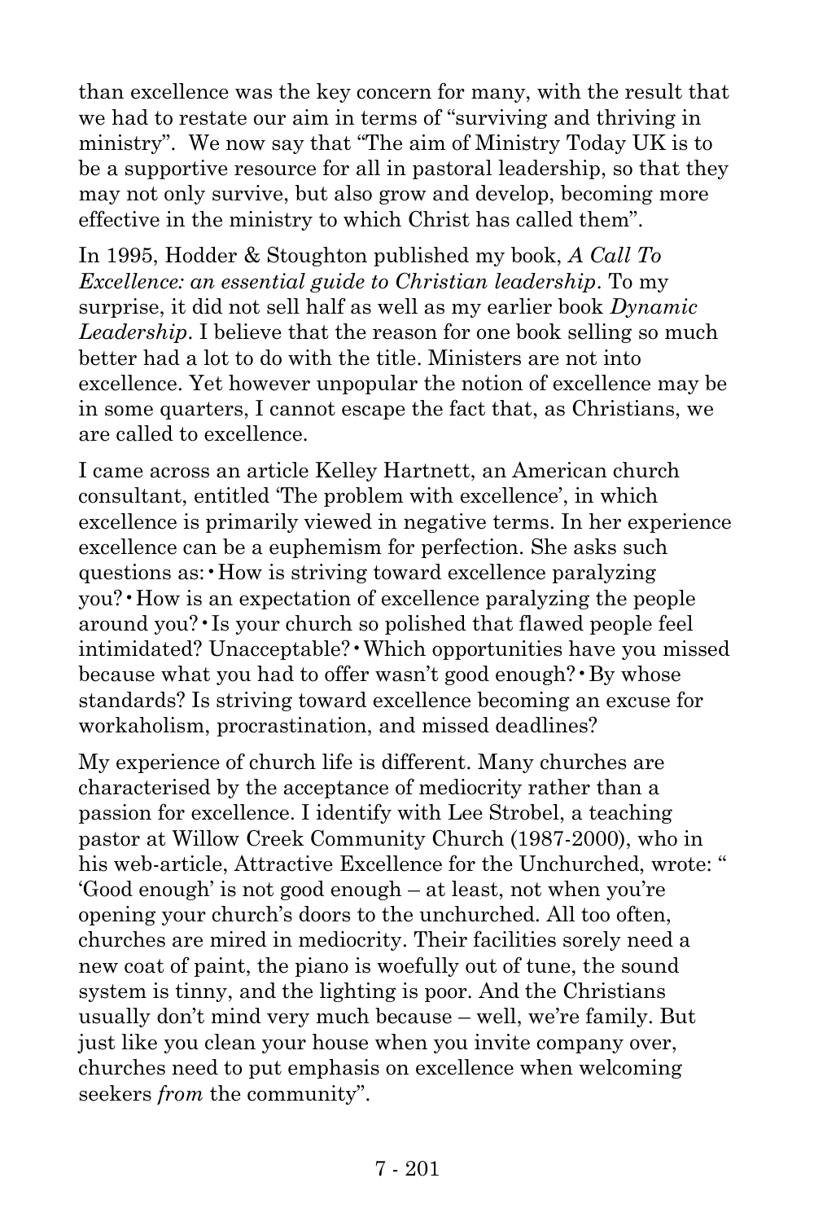than excellence was the key concern for many, with the result that we had to restate our aim in terms of "surviving and thriving in ministry". We now say that "The aim of Ministry Today UK is to be a supportive resource for all in pastoral leadership, so that they may not only survive, but also grow and develop, becoming more effective in the ministry to which Christ has called them".

In 1995, Hodder & Stoughton published my book, *A Call To Excellence: an essential guide to Christian leadership*. To my surprise, it did not sell half as well as my earlier book *Dynamic Leadership*. I believe that the reason for one book selling so much better had a lot to do with the title. Ministers are not into excellence. Yet however unpopular the notion of excellence may be in some quarters, I cannot escape the fact that, as Christians, we are called to excellence.

I came across an article Kelley Hartnett, an American church consultant, entitled 'The problem with excellence', in which excellence is primarily viewed in negative terms. In her experience excellence can be a euphemism for perfection. She asks such questions as: • How is striving toward excellence paralyzing you? • How is an expectation of excellence paralyzing the people around you? • Is your church so polished that flawed people feel intimidated? Unacceptable? • Which opportunities have you missed because what you had to offer wasn't good enough? • By whose standards? Is striving toward excellence becoming an excuse for workaholism, procrastination, and missed deadlines?

My experience of church life is different. Many churches are characterised by the acceptance of mediocrity rather than a passion for excellence. I identify with Lee Strobel, a teaching pastor at Willow Creek Community Church (1987-2000), who in his web-article, Attractive Excellence for the Unchurched, wrote: " 'Good enough' is not good enough – at least, not when you're opening your church's doors to the unchurched. All too often, churches are mired in mediocrity. Their facilities sorely need a new coat of paint, the piano is woefully out of tune, the sound system is tinny, and the lighting is poor. And the Christians usually don't mind very much because – well, we're family. But just like you clean your house when you invite company over, churches need to put emphasis on excellence when welcoming seekers *from* the community".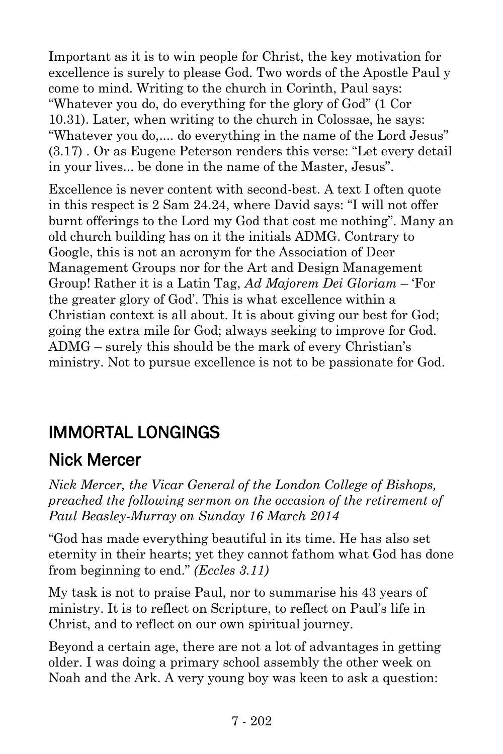Important as it is to win people for Christ, the key motivation for excellence is surely to please God. Two words of the Apostle Paul y come to mind. Writing to the church in Corinth, Paul says: "Whatever you do, do everything for the glory of God" (1 Cor 10.31). Later, when writing to the church in Colossae, he says: "Whatever you do,.... do everything in the name of the Lord Jesus" (3.17) . Or as Eugene Peterson renders this verse: "Let every detail in your lives... be done in the name of the Master, Jesus".

Excellence is never content with second-best. A text I often quote in this respect is 2 Sam 24.24, where David says: "I will not offer burnt offerings to the Lord my God that cost me nothing". Many an old church building has on it the initials ADMG. Contrary to Google, this is not an acronym for the Association of Deer Management Groups nor for the Art and Design Management Group! Rather it is a Latin Tag, *Ad Majorem Dei Gloriam* – 'For the greater glory of God'. This is what excellence within a Christian context is all about. It is about giving our best for God; going the extra mile for God; always seeking to improve for God. ADMG – surely this should be the mark of every Christian's ministry. Not to pursue excellence is not to be passionate for God.

## IMMORTAL LONGINGS

### Nick Mercer

*Nick Mercer, the Vicar General of the London College of Bishops, preached the following sermon on the occasion of the retirement of Paul Beasley-Murray on Sunday 16 March 2014*

"God has made everything beautiful in its time. He has also set eternity in their hearts; yet they cannot fathom what God has done from beginning to end." *(Eccles 3.11)*

My task is not to praise Paul, nor to summarise his 43 years of ministry. It is to reflect on Scripture, to reflect on Paul's life in Christ, and to reflect on our own spiritual journey.

Beyond a certain age, there are not a lot of advantages in getting older. I was doing a primary school assembly the other week on Noah and the Ark. A very young boy was keen to ask a question: